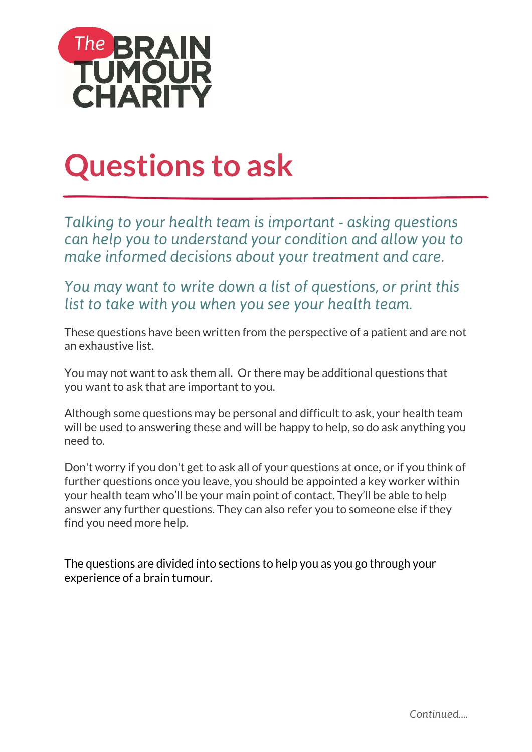The BRAIN TUMOUR CHARITY

# Questions to ask

*Talking to your health team is important - asking questions can help you to understand your condition and allow you to make informed decisions about your treatment and care.*

*You may want to write down a list of questions, or print this list to take with you when you see your health team.*

These questions have been written from the perspective of a patient and are not an exhaustive list.

You may not want to ask them all. Or there may be additional questions that you want to ask that are important to you.

Although some questions may be personal and difficult to ask, your health team will be used to answering these and will be happy to help, so do ask anything you need to.

Don't worry if you don't get to ask all of your questions at once, or if you think of further questions once you leave, you should be appointed a key worker within your health team who'll be your main point of contact. They'll be able to help answer any further questions. They can also refer you to someone else if they find you need more help.

The questions are divided into sections to help you as you go through your experience of a brain tumour.

*Continued....*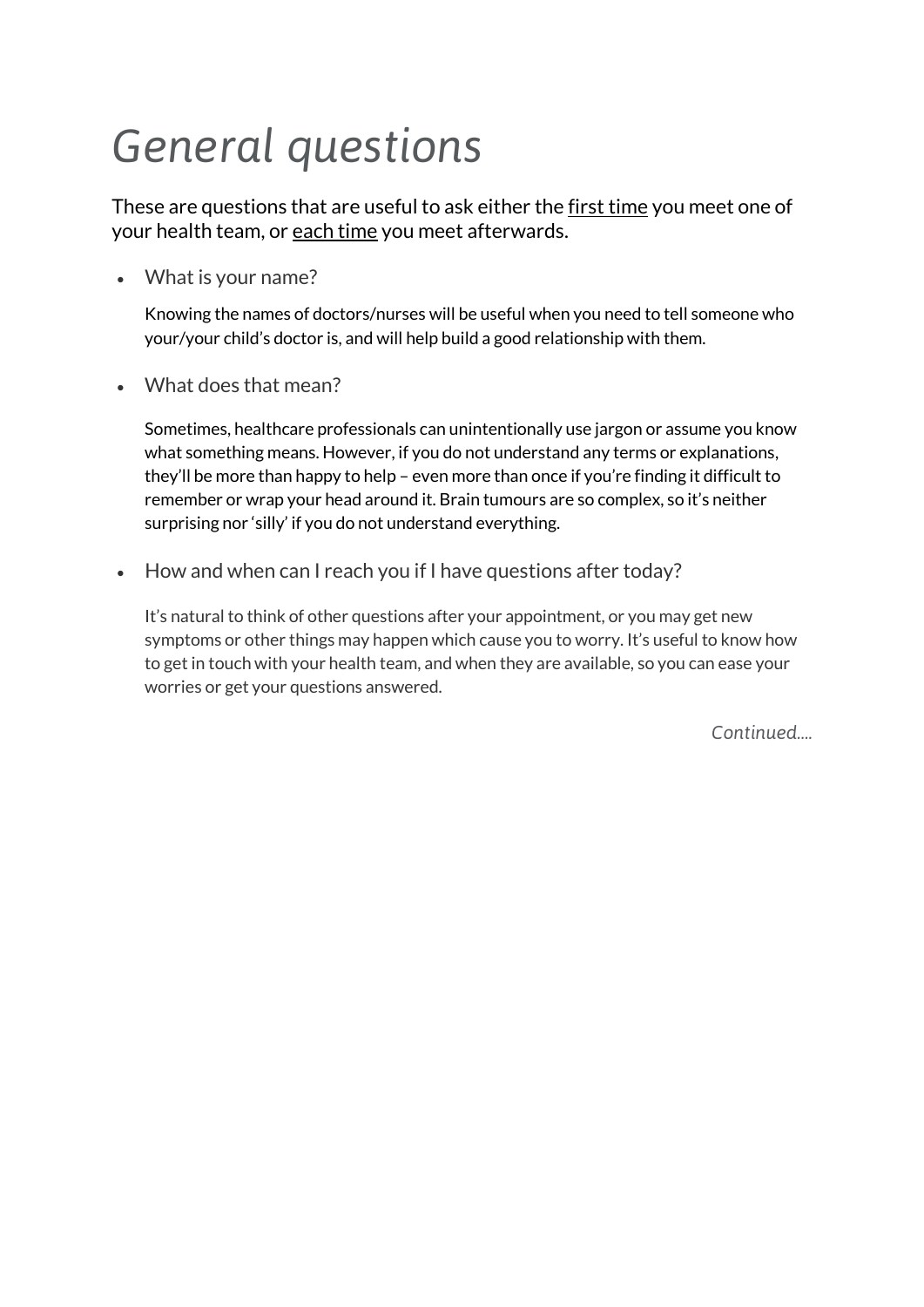# *General questions*

These are questions that are useful to ask either the <u>first time</u> you meet one of your health team, or <u>each time</u> you meet afterwards.

- What is your name?

  Knowing the names of doctors/nurses will be useful when you need to tell someone who your/your child's doctor is, and will help build a good relationship with them.

- What does that mean?

  Sometimes, healthcare professionals can unintentionally use jargon or assume you know what something means. However, if you do not understand any terms or explanations, they'll be more than happy to help – even more than once if you're finding it difficult to remember or wrap your head around it. Brain tumours are so complex, so it's neither surprising nor 'silly' if you do not understand everything.

- How and when can I reach you if I have questions after today?

  It's natural to think of other questions after your appointment, or you may get new symptoms or other things may happen which cause you to worry. It's useful to know how to get in touch with your health team, and when they are available, so you can ease your worries or get your questions answered.

*Continued….*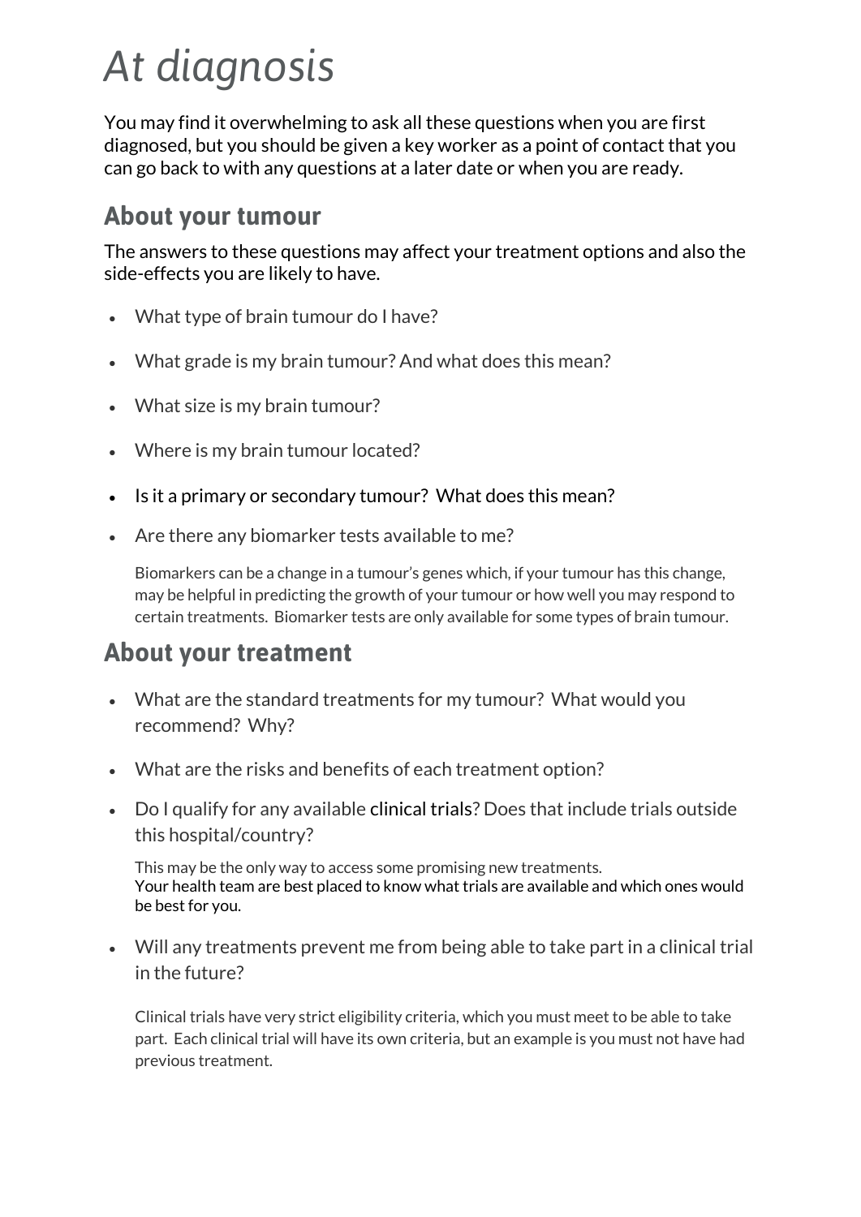# *At diagnosis*

You may find it overwhelming to ask all these questions when you are first diagnosed, but you should be given a key worker as a point of contact that you can go back to with any questions at a later date or when you are ready.

## About your tumour

The answers to these questions may affect your treatment options and also the side-effects you are likely to have.

- What type of brain tumour do I have?
- What grade is my brain tumour? And what does this mean?
- What size is my brain tumour?
- Where is my brain tumour located?
- Is it a primary or secondary tumour? What does this mean?
- Are there any biomarker tests available to me?

  Biomarkers can be a change in a tumour's genes which, if your tumour has this change, may be helpful in predicting the growth of your tumour or how well you may respond to certain treatments. Biomarker tests are only available for some types of brain tumour.

## About your treatment

- What are the standard treatments for my tumour? What would you recommend? Why?
- What are the risks and benefits of each treatment option?
- Do I qualify for any available clinical trials? Does that include trials outside this hospital/country?

  This may be the only way to access some promising new treatments.
  Your health team are best placed to know what trials are available and which ones would be best for you.

- Will any treatments prevent me from being able to take part in a clinical trial in the future?

  Clinical trials have very strict eligibility criteria, which you must meet to be able to take part. Each clinical trial will have its own criteria, but an example is you must not have had previous treatment.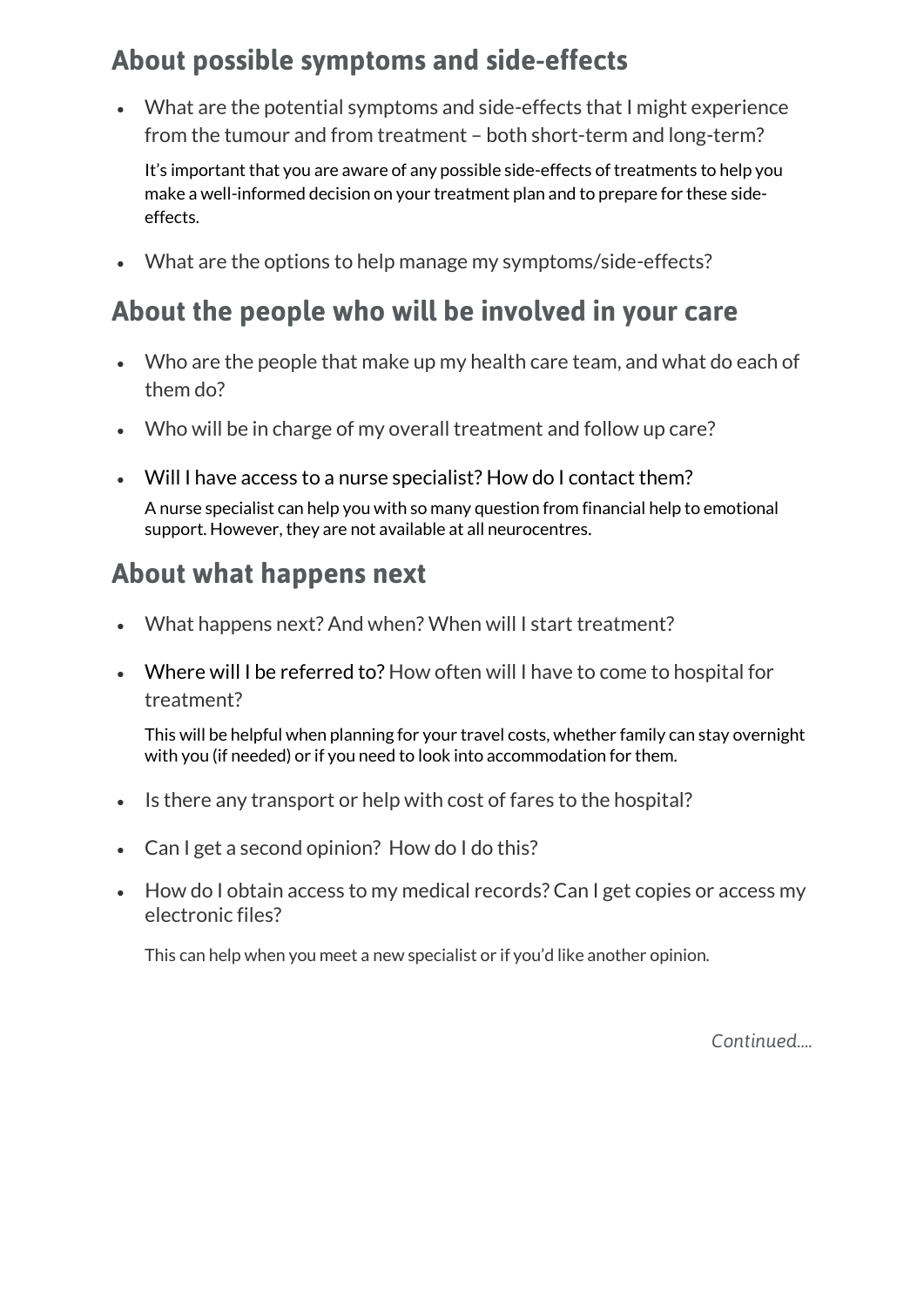## About possible symptoms and side-effects

- What are the potential symptoms and side-effects that I might experience from the tumour and from treatment – both short-term and long-term?

  It's important that you are aware of any possible side-effects of treatments to help you make a well-informed decision on your treatment plan and to prepare for these side-effects.

- What are the options to help manage my symptoms/side-effects?

## About the people who will be involved in your care

- Who are the people that make up my health care team, and what do each of them do?
- Who will be in charge of my overall treatment and follow up care?
- Will I have access to a nurse specialist? How do I contact them?

  A nurse specialist can help you with so many question from financial help to emotional support. However, they are not available at all neurocentres.

## About what happens next

- What happens next? And when? When will I start treatment?
- Where will I be referred to? How often will I have to come to hospital for treatment?

  This will be helpful when planning for your travel costs, whether family can stay overnight with you (if needed) or if you need to look into accommodation for them.

- Is there any transport or help with cost of fares to the hospital?
- Can I get a second opinion? How do I do this?
- How do I obtain access to my medical records? Can I get copies or access my electronic files?

  This can help when you meet a new specialist or if you'd like another opinion.

*Continued....*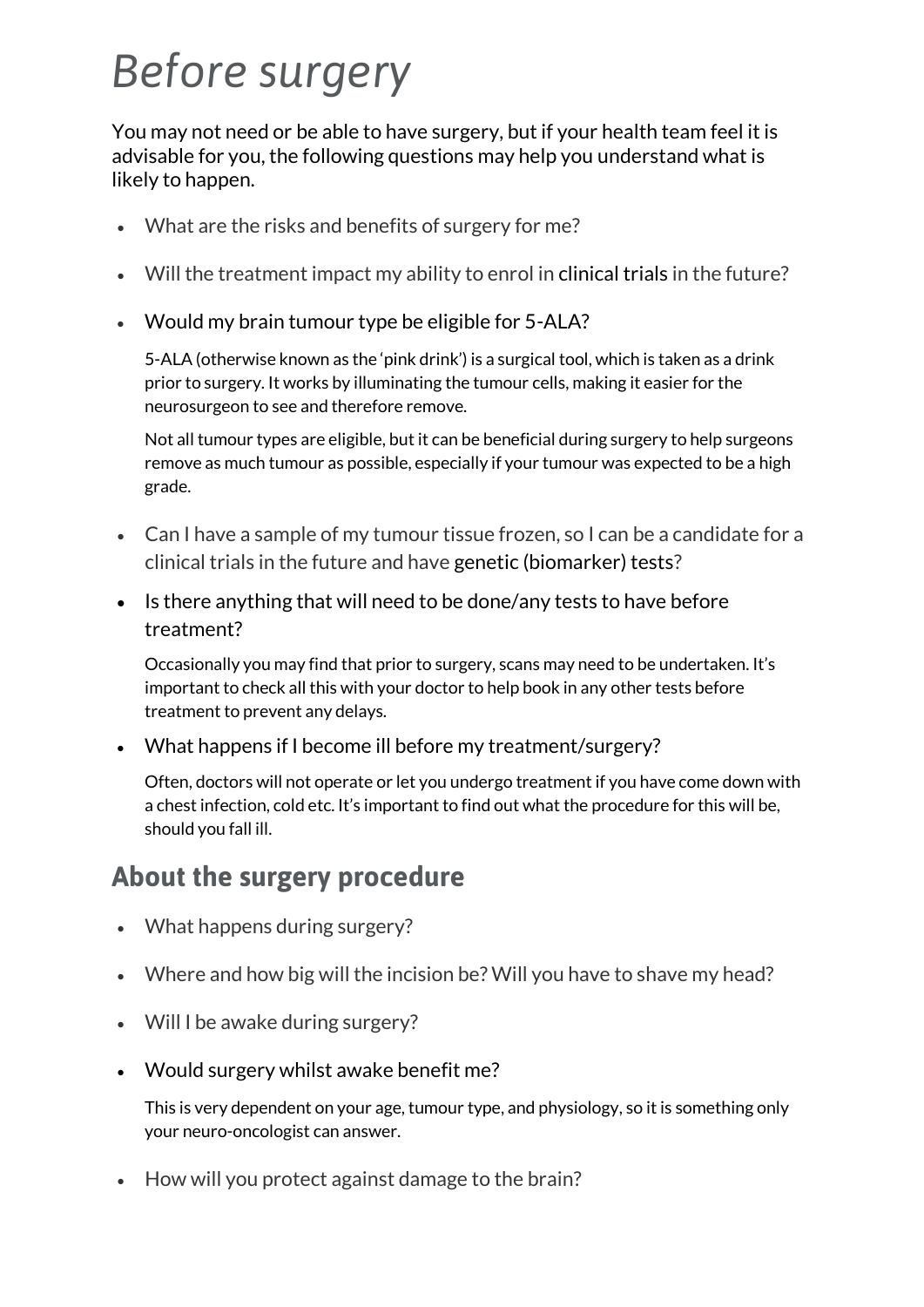# Before surgery

You may not need or be able to have surgery, but if your health team feel it is advisable for you, the following questions may help you understand what is likely to happen.

- What are the risks and benefits of surgery for me?
- Will the treatment impact my ability to enrol in clinical trials in the future?
- Would my brain tumour type be eligible for 5-ALA?

  5-ALA (otherwise known as the 'pink drink') is a surgical tool, which is taken as a drink prior to surgery. It works by illuminating the tumour cells, making it easier for the neurosurgeon to see and therefore remove.

  Not all tumour types are eligible, but it can be beneficial during surgery to help surgeons remove as much tumour as possible, especially if your tumour was expected to be a high grade.

- Can I have a sample of my tumour tissue frozen, so I can be a candidate for a clinical trials in the future and have genetic (biomarker) tests?
- Is there anything that will need to be done/any tests to have before treatment?

  Occasionally you may find that prior to surgery, scans may need to be undertaken. It's important to check all this with your doctor to help book in any other tests before treatment to prevent any delays.

- What happens if I become ill before my treatment/surgery?

  Often, doctors will not operate or let you undergo treatment if you have come down with a chest infection, cold etc. It's important to find out what the procedure for this will be, should you fall ill.

## About the surgery procedure

- What happens during surgery?
- Where and how big will the incision be? Will you have to shave my head?
- Will I be awake during surgery?
- Would surgery whilst awake benefit me?

  This is very dependent on your age, tumour type, and physiology, so it is something only your neuro-oncologist can answer.

- How will you protect against damage to the brain?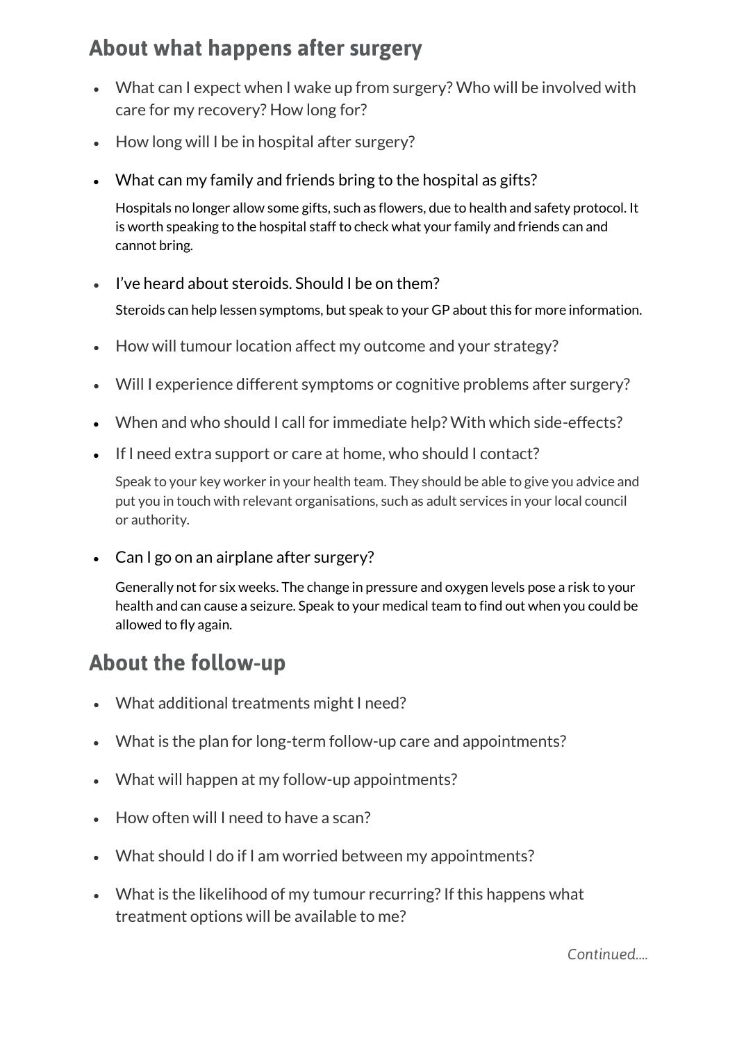## About what happens after surgery

- What can I expect when I wake up from surgery? Who will be involved with care for my recovery? How long for?
- How long will I be in hospital after surgery?
- What can my family and friends bring to the hospital as gifts?

  Hospitals no longer allow some gifts, such as flowers, due to health and safety protocol. It is worth speaking to the hospital staff to check what your family and friends can and cannot bring.

- I've heard about steroids. Should I be on them?

  Steroids can help lessen symptoms, but speak to your GP about this for more information.

- How will tumour location affect my outcome and your strategy?
- Will I experience different symptoms or cognitive problems after surgery?
- When and who should I call for immediate help? With which side-effects?
- If I need extra support or care at home, who should I contact?

  Speak to your key worker in your health team. They should be able to give you advice and put you in touch with relevant organisations, such as adult services in your local council or authority.

- Can I go on an airplane after surgery?

  Generally not for six weeks. The change in pressure and oxygen levels pose a risk to your health and can cause a seizure. Speak to your medical team to find out when you could be allowed to fly again.

## About the follow-up

- What additional treatments might I need?
- What is the plan for long-term follow-up care and appointments?
- What will happen at my follow-up appointments?
- How often will I need to have a scan?
- What should I do if I am worried between my appointments?
- What is the likelihood of my tumour recurring? If this happens what treatment options will be available to me?

*Continued....*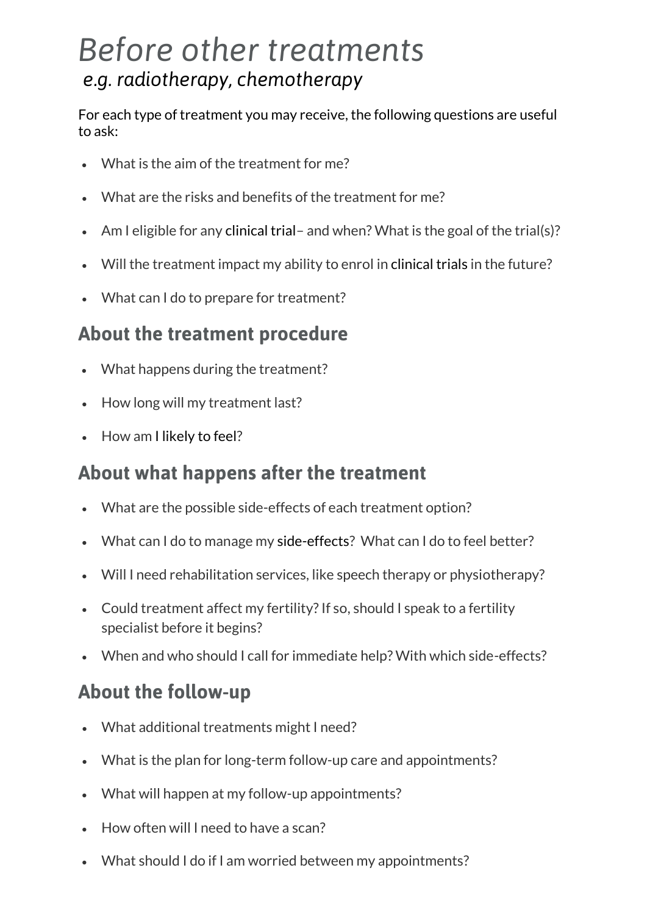# *Before other treatments*

*e.g. radiotherapy, chemotherapy*

For each type of treatment you may receive, the following questions are useful to ask:

- What is the aim of the treatment for me?
- What are the risks and benefits of the treatment for me?
- Am I eligible for any clinical trial– and when? What is the goal of the trial(s)?
- Will the treatment impact my ability to enrol in clinical trials in the future?
- What can I do to prepare for treatment?

## About the treatment procedure

- What happens during the treatment?
- How long will my treatment last?
- How am I likely to feel?

## About what happens after the treatment

- What are the possible side-effects of each treatment option?
- What can I do to manage my side-effects? What can I do to feel better?
- Will I need rehabilitation services, like speech therapy or physiotherapy?
- Could treatment affect my fertility? If so, should I speak to a fertility specialist before it begins?
- When and who should I call for immediate help? With which side-effects?

## About the follow-up

- What additional treatments might I need?
- What is the plan for long-term follow-up care and appointments?
- What will happen at my follow-up appointments?
- How often will I need to have a scan?
- What should I do if I am worried between my appointments?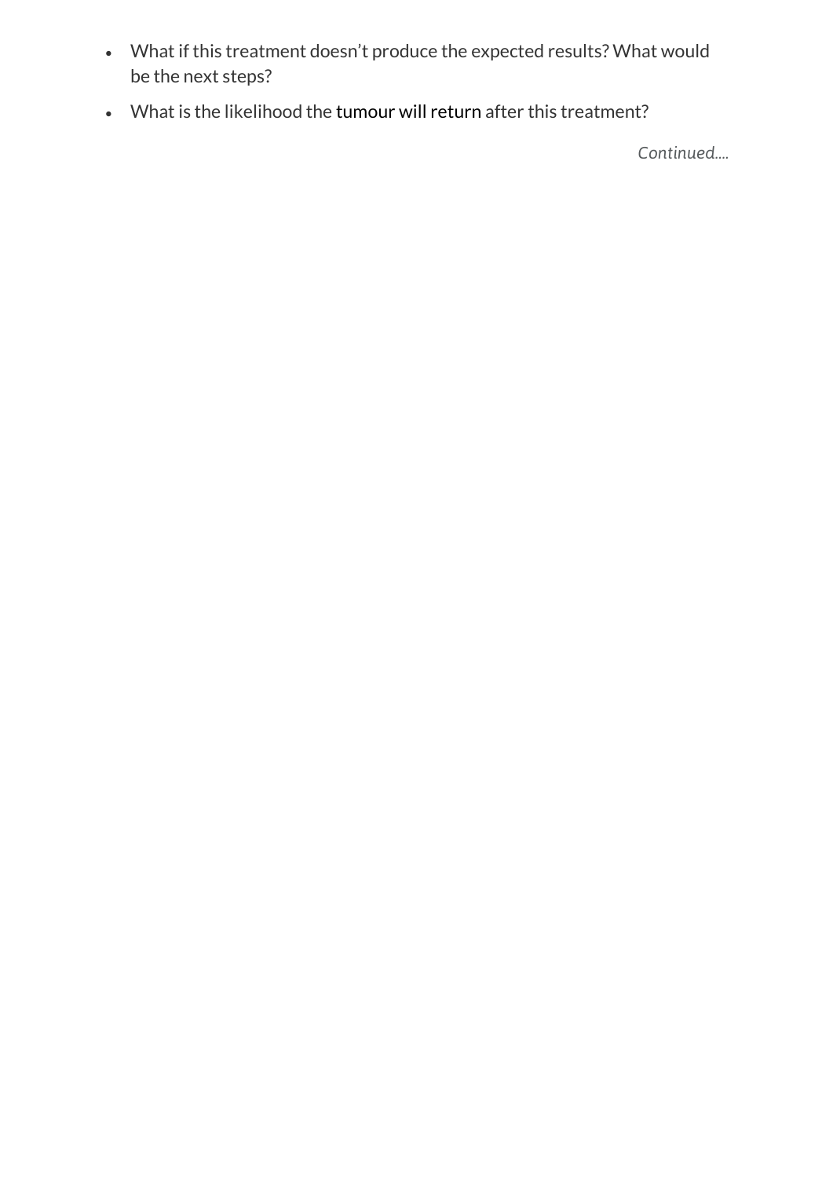- What if this treatment doesn't produce the expected results? What would be the next steps?
- What is the likelihood the tumour will return after this treatment?

*Continued....*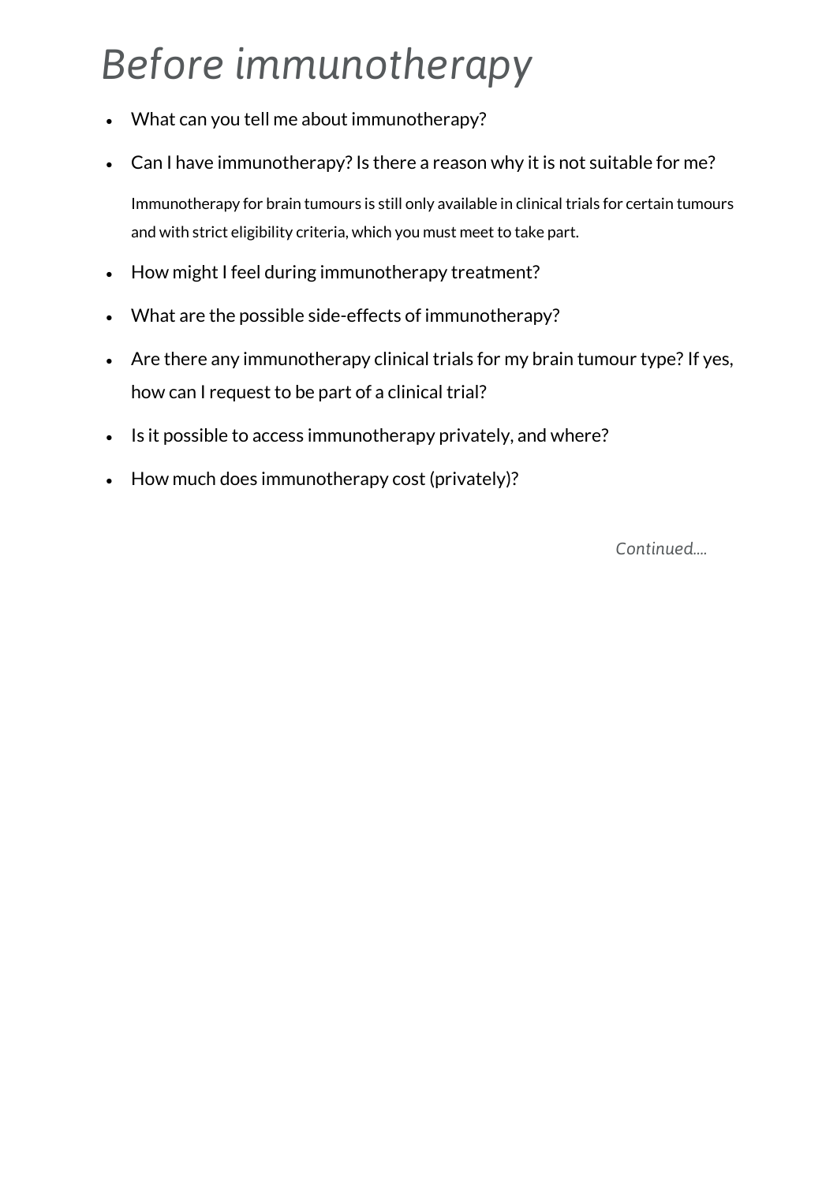# *Before immunotherapy*

- What can you tell me about immunotherapy?
- Can I have immunotherapy? Is there a reason why it is not suitable for me?

  Immunotherapy for brain tumours is still only available in clinical trials for certain tumours and with strict eligibility criteria, which you must meet to take part.
- How might I feel during immunotherapy treatment?
- What are the possible side-effects of immunotherapy?
- Are there any immunotherapy clinical trials for my brain tumour type? If yes, how can I request to be part of a clinical trial?
- Is it possible to access immunotherapy privately, and where?
- How much does immunotherapy cost (privately)?

*Continued....*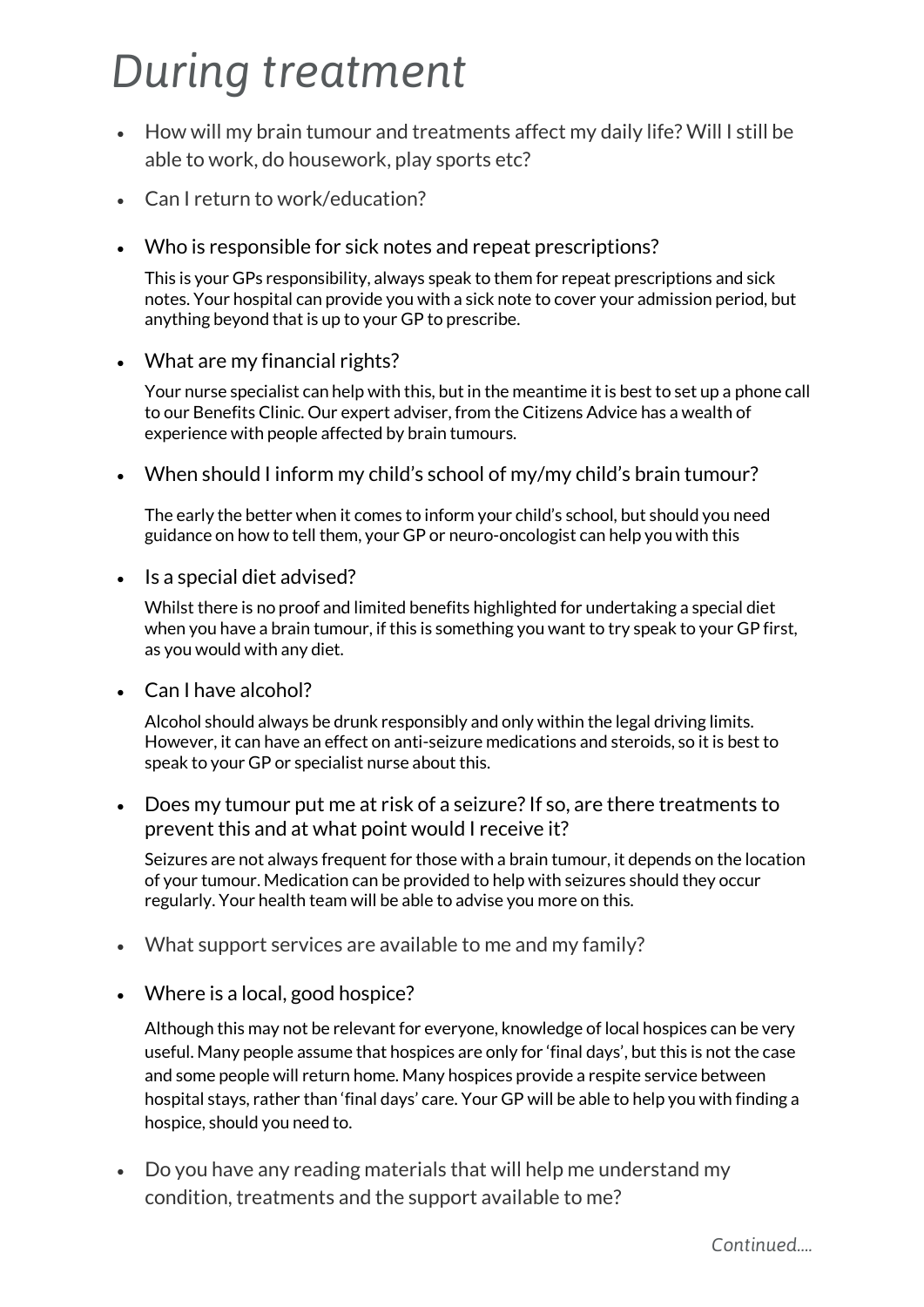# During treatment

- How will my brain tumour and treatments affect my daily life? Will I still be able to work, do housework, play sports etc?
- Can I return to work/education?
- Who is responsible for sick notes and repeat prescriptions?

  This is your GPs responsibility, always speak to them for repeat prescriptions and sick notes. Your hospital can provide you with a sick note to cover your admission period, but anything beyond that is up to your GP to prescribe.

- What are my financial rights?

  Your nurse specialist can help with this, but in the meantime it is best to set up a phone call to our Benefits Clinic. Our expert adviser, from the Citizens Advice has a wealth of experience with people affected by brain tumours.

- When should I inform my child's school of my/my child's brain tumour?

  The early the better when it comes to inform your child's school, but should you need guidance on how to tell them, your GP or neuro-oncologist can help you with this

- Is a special diet advised?

  Whilst there is no proof and limited benefits highlighted for undertaking a special diet when you have a brain tumour, if this is something you want to try speak to your GP first, as you would with any diet.

- Can I have alcohol?

  Alcohol should always be drunk responsibly and only within the legal driving limits. However, it can have an effect on anti-seizure medications and steroids, so it is best to speak to your GP or specialist nurse about this.

- Does my tumour put me at risk of a seizure? If so, are there treatments to prevent this and at what point would I receive it?

  Seizures are not always frequent for those with a brain tumour, it depends on the location of your tumour. Medication can be provided to help with seizures should they occur regularly. Your health team will be able to advise you more on this.

- What support services are available to me and my family?
- Where is a local, good hospice?

  Although this may not be relevant for everyone, knowledge of local hospices can be very useful. Many people assume that hospices are only for 'final days', but this is not the case and some people will return home. Many hospices provide a respite service between hospital stays, rather than 'final days' care. Your GP will be able to help you with finding a hospice, should you need to.

- Do you have any reading materials that will help me understand my condition, treatments and the support available to me?

*Continued....*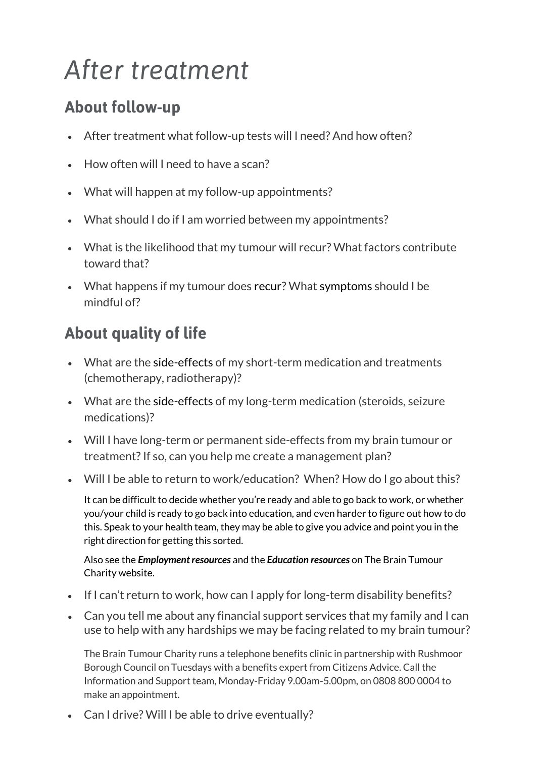# *After treatment*

## About follow-up

- After treatment what follow-up tests will I need? And how often?
- How often will I need to have a scan?
- What will happen at my follow-up appointments?
- What should I do if I am worried between my appointments?
- What is the likelihood that my tumour will recur? What factors contribute toward that?
- What happens if my tumour does recur? What symptoms should I be mindful of?

## About quality of life

- What are the side-effects of my short-term medication and treatments (chemotherapy, radiotherapy)?
- What are the side-effects of my long-term medication (steroids, seizure medications)?
- Will I have long-term or permanent side-effects from my brain tumour or treatment? If so, can you help me create a management plan?
- Will I be able to return to work/education? When? How do I go about this?

  It can be difficult to decide whether you're ready and able to go back to work, or whether you/your child is ready to go back into education, and even harder to figure out how to do this. Speak to your health team, they may be able to give you advice and point you in the right direction for getting this sorted.

  Also see the ***Employment resources*** and the ***Education resources*** on The Brain Tumour Charity website.

- If I can't return to work, how can I apply for long-term disability benefits?
- Can you tell me about any financial support services that my family and I can use to help with any hardships we may be facing related to my brain tumour?

  The Brain Tumour Charity runs a telephone benefits clinic in partnership with Rushmoor Borough Council on Tuesdays with a benefits expert from Citizens Advice. Call the Information and Support team, Monday-Friday 9.00am-5.00pm, on 0808 800 0004 to make an appointment.

- Can I drive? Will I be able to drive eventually?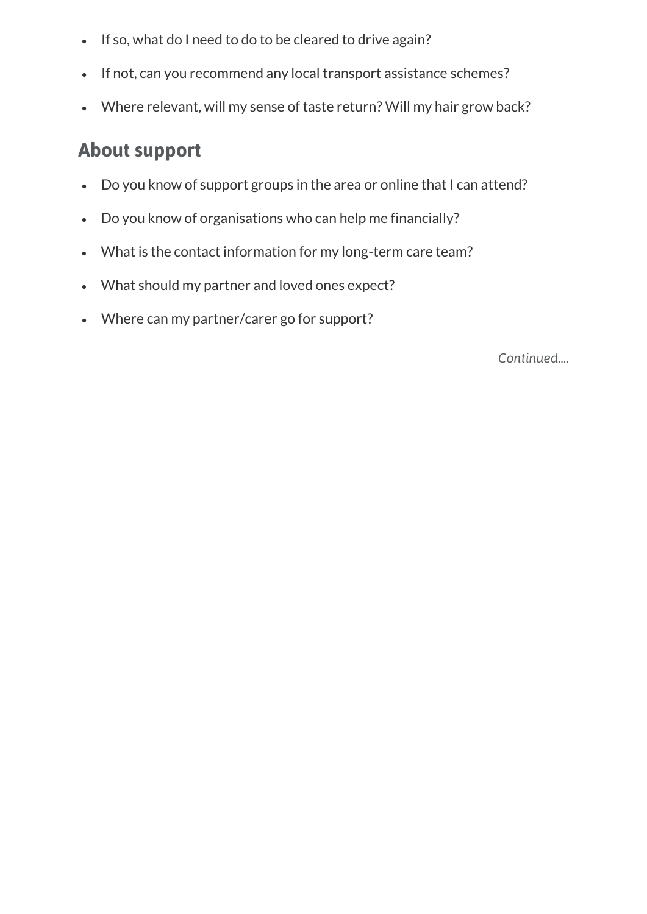- If so, what do I need to do to be cleared to drive again?
- If not, can you recommend any local transport assistance schemes?
- Where relevant, will my sense of taste return? Will my hair grow back?

## About support

- Do you know of support groups in the area or online that I can attend?
- Do you know of organisations who can help me financially?
- What is the contact information for my long-term care team?
- What should my partner and loved ones expect?
- Where can my partner/carer go for support?

*Continued....*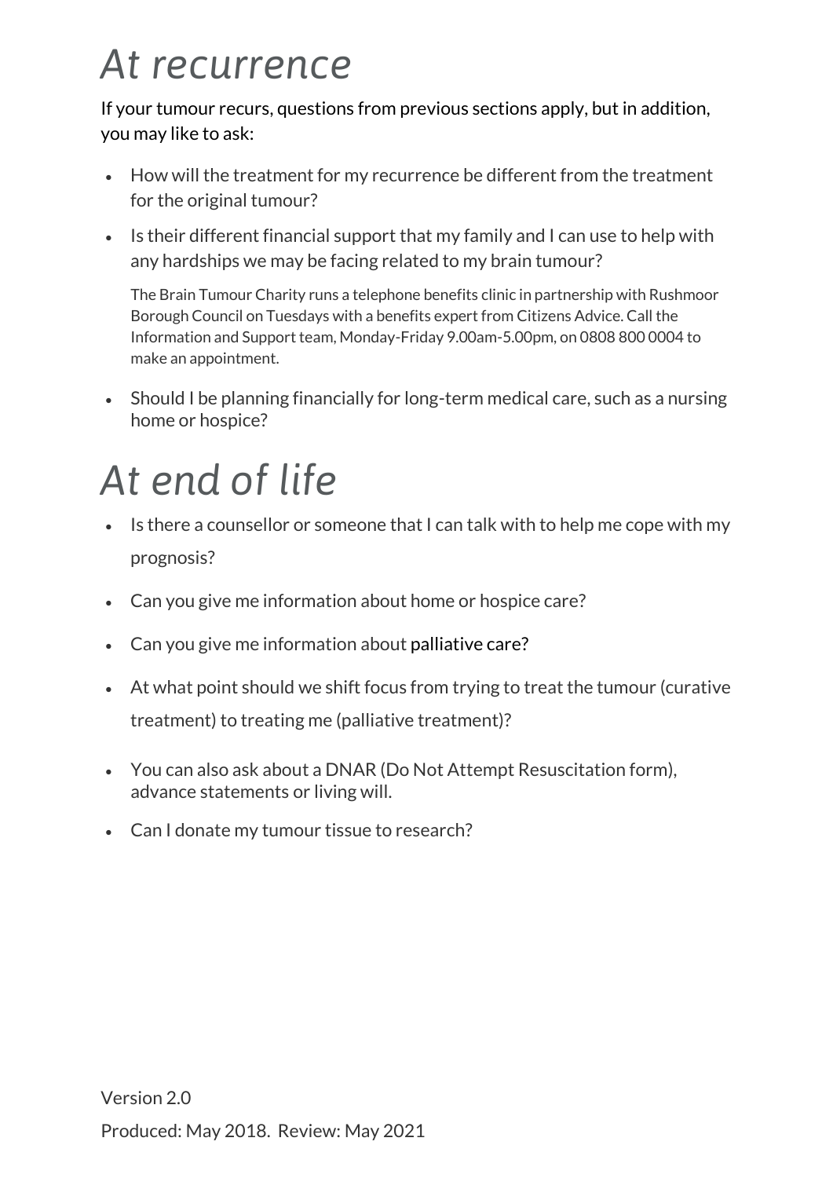# At recurrence

If your tumour recurs, questions from previous sections apply, but in addition, you may like to ask:

- How will the treatment for my recurrence be different from the treatment for the original tumour?
- Is their different financial support that my family and I can use to help with any hardships we may be facing related to my brain tumour?

  The Brain Tumour Charity runs a telephone benefits clinic in partnership with Rushmoor Borough Council on Tuesdays with a benefits expert from Citizens Advice. Call the Information and Support team, Monday-Friday 9.00am-5.00pm, on 0808 800 0004 to make an appointment.

- Should I be planning financially for long-term medical care, such as a nursing home or hospice?

# At end of life

- Is there a counsellor or someone that I can talk with to help me cope with my prognosis?
- Can you give me information about home or hospice care?
- Can you give me information about palliative care?
- At what point should we shift focus from trying to treat the tumour (curative treatment) to treating me (palliative treatment)?
- You can also ask about a DNAR (Do Not Attempt Resuscitation form), advance statements or living will.
- Can I donate my tumour tissue to research?

Version 2.0

Produced: May 2018. Review: May 2021